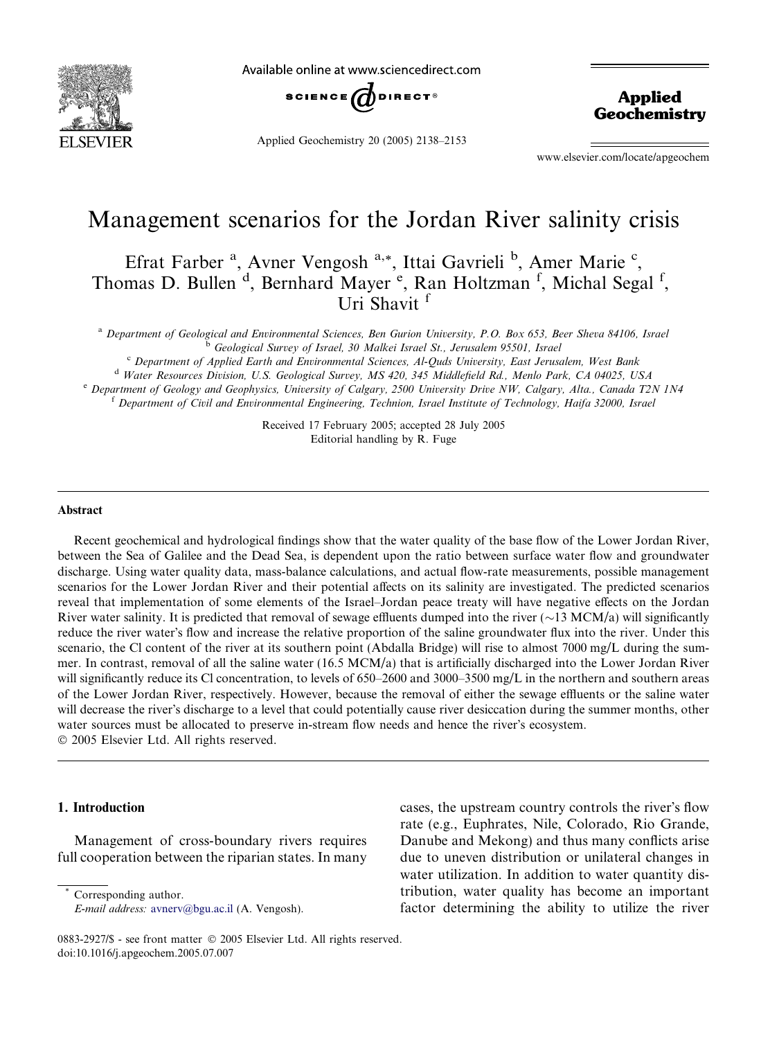# Management scenarios for the Jordan River salinity crisis

Efrat Farber [a], Avner Vengosh [a,*], Ittai Gavrieli [b], Amer Marie [c], Thomas D. Bullen [d], Bernhard Mayer [e], Ran Holtzman [f], Michal Segal [f], Uri Shavit [f]

[a] Department of Geological and Environmental Sciences, Ben Gurion University, P.O. Box 653, Beer Sheva 84106, Israel
[b] Geological Survey of Israel, 30 Malkei Israel St., Jerusalem 95501, Israel
[c] Department of Applied Earth and Environmental Sciences, Al-Quds University, East Jerusalem, West Bank
[d] Water Resources Division, U.S. Geological Survey, MS 420, 345 Middlefield Rd., Menlo Park, CA 04025, USA
[e] Department of Geology and Geophysics, University of Calgary, 2500 University Drive NW, Calgary, Alta., Canada T2N 1N4
[f] Department of Civil and Environmental Engineering, Technion, Israel Institute of Technology, Haifa 32000, Israel

Received 17 February 2005; accepted 28 July 2005
Editorial handling by R. Fuge

## Abstract

Recent geochemical and hydrological findings show that the water quality of the base flow of the Lower Jordan River, between the Sea of Galilee and the Dead Sea, is dependent upon the ratio between surface water flow and groundwater discharge. Using water quality data, mass-balance calculations, and actual flow-rate measurements, possible management scenarios for the Lower Jordan River and their potential affects on its salinity are investigated. The predicted scenarios reveal that implementation of some elements of the Israel–Jordan peace treaty will have negative effects on the Jordan River water salinity. It is predicted that removal of sewage effluents dumped into the river (~13 MCM/a) will significantly reduce the river water's flow and increase the relative proportion of the saline groundwater flux into the river. Under this scenario, the Cl content of the river at its southern point (Abdalla Bridge) will rise to almost 7000 mg/L during the summer. In contrast, removal of all the saline water (16.5 MCM/a) that is artificially discharged into the Lower Jordan River will significantly reduce its Cl concentration, to levels of 650–2600 and 3000–3500 mg/L in the northern and southern areas of the Lower Jordan River, respectively. However, because the removal of either the sewage effluents or the saline water will decrease the river's discharge to a level that could potentially cause river desiccation during the summer months, other water sources must be allocated to preserve in-stream flow needs and hence the river's ecosystem.

© 2005 Elsevier Ltd. All rights reserved.

## 1. Introduction

Management of cross-boundary rivers requires full cooperation between the riparian states. In many cases, the upstream country controls the river's flow rate (e.g., Euphrates, Nile, Colorado, Rio Grande, Danube and Mekong) and thus many conflicts arise due to uneven distribution or unilateral changes in water utilization. In addition to water quantity distribution, water quality has become an important factor determining the ability to utilize the river

* Corresponding author.
E-mail address: avnerv@bgu.ac.il (A. Vengosh).

0883-2927/$ - see front matter © 2005 Elsevier Ltd. All rights reserved.
doi:10.1016/j.apgeochem.2005.07.007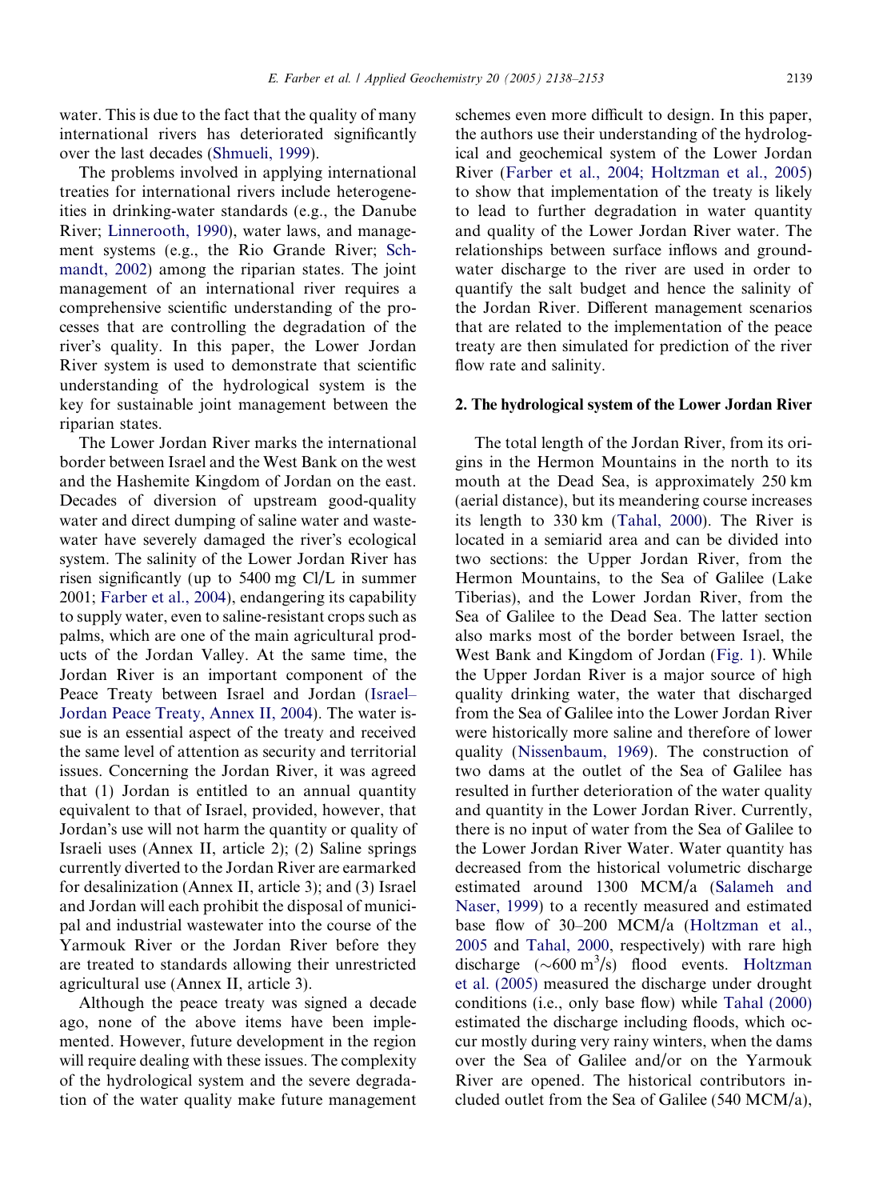water. This is due to the fact that the quality of many international rivers has deteriorated significantly over the last decades (Shmueli, 1999).

The problems involved in applying international treaties for international rivers include heterogeneities in drinking-water standards (e.g., the Danube River; Linnerooth, 1990), water laws, and management systems (e.g., the Rio Grande River; Schmandt, 2002) among the riparian states. The joint management of an international river requires a comprehensive scientific understanding of the processes that are controlling the degradation of the river's quality. In this paper, the Lower Jordan River system is used to demonstrate that scientific understanding of the hydrological system is the key for sustainable joint management between the riparian states.

The Lower Jordan River marks the international border between Israel and the West Bank on the west and the Hashemite Kingdom of Jordan on the east. Decades of diversion of upstream good-quality water and direct dumping of saline water and wastewater have severely damaged the river's ecological system. The salinity of the Lower Jordan River has risen significantly (up to 5400 mg Cl/L in summer 2001; Farber et al., 2004), endangering its capability to supply water, even to saline-resistant crops such as palms, which are one of the main agricultural products of the Jordan Valley. At the same time, the Jordan River is an important component of the Peace Treaty between Israel and Jordan (Israel–Jordan Peace Treaty, Annex II, 2004). The water issue is an essential aspect of the treaty and received the same level of attention as security and territorial issues. Concerning the Jordan River, it was agreed that (1) Jordan is entitled to an annual quantity equivalent to that of Israel, provided, however, that Jordan's use will not harm the quantity or quality of Israeli uses (Annex II, article 2); (2) Saline springs currently diverted to the Jordan River are earmarked for desalinization (Annex II, article 3); and (3) Israel and Jordan will each prohibit the disposal of municipal and industrial wastewater into the course of the Yarmouk River or the Jordan River before they are treated to standards allowing their unrestricted agricultural use (Annex II, article 3).

Although the peace treaty was signed a decade ago, none of the above items have been implemented. However, future development in the region will require dealing with these issues. The complexity of the hydrological system and the severe degradation of the water quality make future management schemes even more difficult to design. In this paper, the authors use their understanding of the hydrological and geochemical system of the Lower Jordan River (Farber et al., 2004; Holtzman et al., 2005) to show that implementation of the treaty is likely to lead to further degradation in water quantity and quality of the Lower Jordan River water. The relationships between surface inflows and groundwater discharge to the river are used in order to quantify the salt budget and hence the salinity of the Jordan River. Different management scenarios that are related to the implementation of the peace treaty are then simulated for prediction of the river flow rate and salinity.

## 2. The hydrological system of the Lower Jordan River

The total length of the Jordan River, from its origins in the Hermon Mountains in the north to its mouth at the Dead Sea, is approximately 250 km (aerial distance), but its meandering course increases its length to 330 km (Tahal, 2000). The River is located in a semiarid area and can be divided into two sections: the Upper Jordan River, from the Hermon Mountains, to the Sea of Galilee (Lake Tiberias), and the Lower Jordan River, from the Sea of Galilee to the Dead Sea. The latter section also marks most of the border between Israel, the West Bank and Kingdom of Jordan (Fig. 1). While the Upper Jordan River is a major source of high quality drinking water, the water that discharged from the Sea of Galilee into the Lower Jordan River were historically more saline and therefore of lower quality (Nissenbaum, 1969). The construction of two dams at the outlet of the Sea of Galilee has resulted in further deterioration of the water quality and quantity in the Lower Jordan River. Currently, there is no input of water from the Sea of Galilee to the Lower Jordan River Water. Water quantity has decreased from the historical volumetric discharge estimated around 1300 MCM/a (Salameh and Naser, 1999) to a recently measured and estimated base flow of 30–200 MCM/a (Holtzman et al., 2005 and Tahal, 2000, respectively) with rare high discharge ($\sim$600 $m^3/s$) flood events. Holtzman et al. (2005) measured the discharge under drought conditions (i.e., only base flow) while Tahal (2000) estimated the discharge including floods, which occur mostly during very rainy winters, when the dams over the Sea of Galilee and/or on the Yarmouk River are opened. The historical contributors included outlet from the Sea of Galilee (540 MCM/a),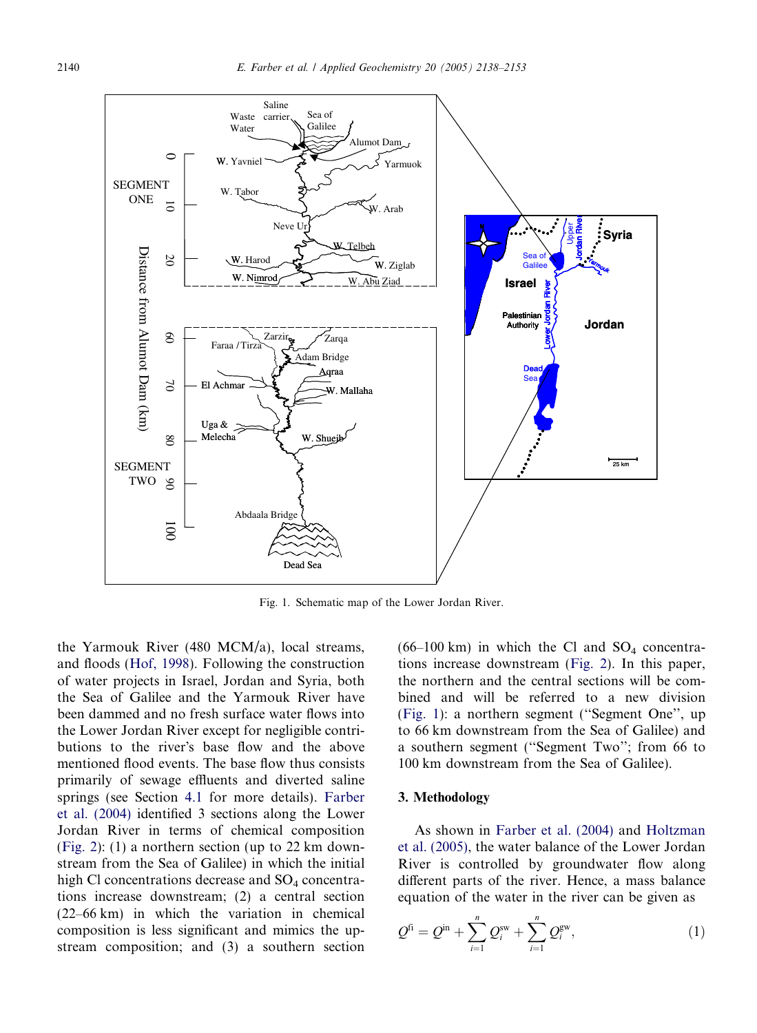Fig. 1. Schematic map of the Lower Jordan River.

the Yarmouk River (480 MCM/a), local streams, and floods (Hof, 1998). Following the construction of water projects in Israel, Jordan and Syria, both the Sea of Galilee and the Yarmouk River have been dammed and no fresh surface water flows into the Lower Jordan River except for negligible contributions to the river's base flow and the above mentioned flood events. The base flow thus consists primarily of sewage effluents and diverted saline springs (see Section 4.1 for more details). Farber et al. (2004) identified 3 sections along the Lower Jordan River in terms of chemical composition (Fig. 2): (1) a northern section (up to 22 km downstream from the Sea of Galilee) in which the initial high Cl concentrations decrease and $SO_4$ concentrations increase downstream; (2) a central section (22–66 km) in which the variation in chemical composition is less significant and mimics the upstream composition; and (3) a southern section (66–100 km) in which the Cl and $SO_4$ concentrations increase downstream (Fig. 2). In this paper, the northern and the central sections will be combined and will be referred to a new division (Fig. 1): a northern segment ("Segment One", up to 66 km downstream from the Sea of Galilee) and a southern segment ("Segment Two"; from 66 to 100 km downstream from the Sea of Galilee).

## 3. Methodology

As shown in Farber et al. (2004) and Holtzman et al. (2005), the water balance of the Lower Jordan River is controlled by groundwater flow along different parts of the river. Hence, a mass balance equation of the water in the river can be given as

$$Q^{\text{fi}} = Q^{\text{in}} + \sum_{i=1}^{n} Q_i^{\text{sw}} + \sum_{i=1}^{n} Q_i^{\text{gw}}, \tag{1}$$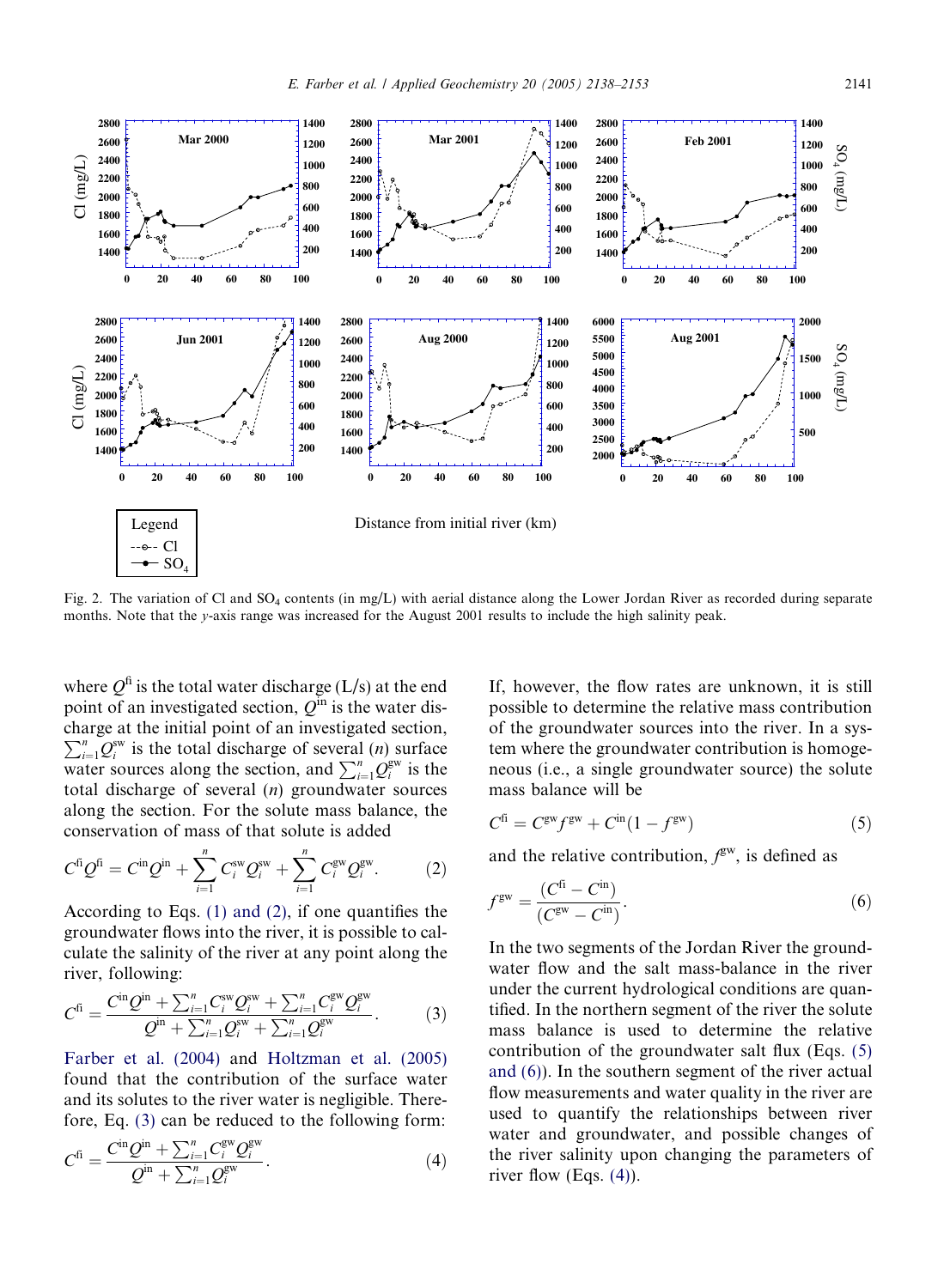Fig. 2. The variation of Cl and $SO_4$ contents (in mg/L) with aerial distance along the Lower Jordan River as recorded during separate months. Note that the *y*-axis range was increased for the August 2001 results to include the high salinity peak.

where $Q^{fi}$ is the total water discharge (L/s) at the end point of an investigated section, $Q^{in}$ is the water discharge at the initial point of an investigated section, $\sum_{i=1}^{n} Q_i^{sw}$ is the total discharge of several ($n$) surface water sources along the section, and $\sum_{i=1}^{n} Q_i^{gw}$ is the total discharge of several ($n$) groundwater sources along the section. For the solute mass balance, the conservation of mass of that solute is added

$$C^{fi}Q^{fi} = C^{in}Q^{in} + \sum_{i=1}^{n} C_i^{sw}Q_i^{sw} + \sum_{i=1}^{n} C_i^{gw}Q_i^{gw}. \tag{2}$$

According to Eqs. (1) and (2), if one quantifies the groundwater flows into the river, it is possible to calculate the salinity of the river at any point along the river, following:

$$C^{fi} = \frac{C^{in}Q^{in} + \sum_{i=1}^{n} C_i^{sw}Q_i^{sw} + \sum_{i=1}^{n} C_i^{gw}Q_i^{gw}}{Q^{in} + \sum_{i=1}^{n} Q_i^{sw} + \sum_{i=1}^{n} Q_i^{gw}}. \tag{3}$$

Farber et al. (2004) and Holtzman et al. (2005) found that the contribution of the surface water and its solutes to the river water is negligible. Therefore, Eq. (3) can be reduced to the following form:

$$C^{fi} = \frac{C^{in}Q^{in} + \sum_{i=1}^{n} C_i^{gw}Q_i^{gw}}{Q^{in} + \sum_{i=1}^{n} Q_i^{gw}}. \tag{4}$$

If, however, the flow rates are unknown, it is still possible to determine the relative mass contribution of the groundwater sources into the river. In a system where the groundwater contribution is homogeneous (i.e., a single groundwater source) the solute mass balance will be

$$C^{fi} = C^{gw}f^{gw} + C^{in}(1 - f^{gw}) \tag{5}$$

and the relative contribution, $f^{gw}$, is defined as

$$f^{gw} = \frac{(C^{fi} - C^{in})}{(C^{gw} - C^{in})}. \tag{6}$$

In the two segments of the Jordan River the groundwater flow and the salt mass-balance in the river under the current hydrological conditions are quantified. In the northern segment of the river the solute mass balance is used to determine the relative contribution of the groundwater salt flux (Eqs. (5) and (6)). In the southern segment of the river actual flow measurements and water quality in the river are used to quantify the relationships between river water and groundwater, and possible changes of the river salinity upon changing the parameters of river flow (Eqs. (4)).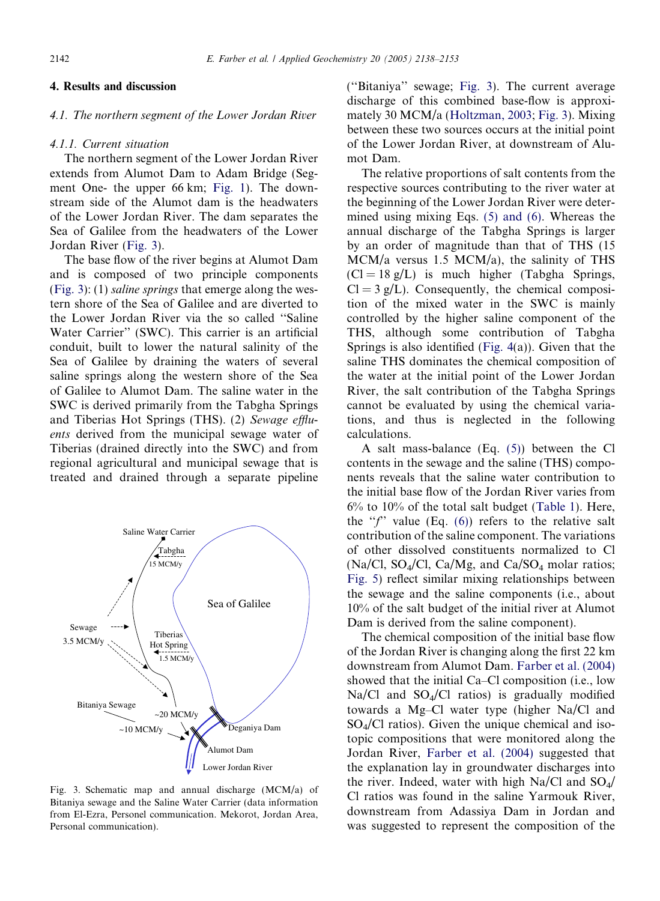## 4. Results and discussion

### 4.1. The northern segment of the Lower Jordan River

#### 4.1.1. Current situation

The northern segment of the Lower Jordan River extends from Alumot Dam to Adam Bridge (Segment One- the upper 66 km; Fig. 1). The downstream side of the Alumot dam is the headwaters of the Lower Jordan River. The dam separates the Sea of Galilee from the headwaters of the Lower Jordan River (Fig. 3).

The base flow of the river begins at Alumot Dam and is composed of two principle components (Fig. 3): (1) *saline springs* that emerge along the western shore of the Sea of Galilee and are diverted to the Lower Jordan River via the so called "Saline Water Carrier" (SWC). This carrier is an artificial conduit, built to lower the natural salinity of the Sea of Galilee by draining the waters of several saline springs along the western shore of the Sea of Galilee to Alumot Dam. The saline water in the SWC is derived primarily from the Tabgha Springs and Tiberias Hot Springs (THS). (2) *Sewage effluents* derived from the municipal sewage water of Tiberias (drained directly into the SWC) and from regional agricultural and municipal sewage that is treated and drained through a separate pipeline ("Bitaniya" sewage; Fig. 3). The current average discharge of this combined base-flow is approximately 30 MCM/a (Holtzman, 2003; Fig. 3). Mixing between these two sources occurs at the initial point of the Lower Jordan River, at downstream of Alumot Dam.

Fig. 3. Schematic map and annual discharge (MCM/a) of Bitaniya sewage and the Saline Water Carrier (data information from El-Ezra, Personel communication. Mekorot, Jordan Area, Personal communication).

The relative proportions of salt contents from the respective sources contributing to the river water at the beginning of the Lower Jordan River were determined using mixing Eqs. (5) and (6). Whereas the annual discharge of the Tabgha Springs is larger by an order of magnitude than that of THS (15 MCM/a versus 1.5 MCM/a), the salinity of THS (Cl = 18 g/L) is much higher (Tabgha Springs, Cl = 3 g/L). Consequently, the chemical composition of the mixed water in the SWC is mainly controlled by the higher saline component of the THS, although some contribution of Tabgha Springs is also identified (Fig. 4(a)). Given that the saline THS dominates the chemical composition of the water at the initial point of the Lower Jordan River, the salt contribution of the Tabgha Springs cannot be evaluated by using the chemical variations, and thus is neglected in the following calculations.

A salt mass-balance (Eq. (5)) between the Cl contents in the sewage and the saline (THS) components reveals that the saline water contribution to the initial base flow of the Jordan River varies from 6% to 10% of the total salt budget (Table 1). Here, the "$f$" value (Eq. (6)) refers to the relative salt contribution of the saline component. The variations of other dissolved constituents normalized to Cl ($Na/Cl$, $SO_4/Cl$, $Ca/Mg$, and $Ca/SO_4$ molar ratios; Fig. 5) reflect similar mixing relationships between the sewage and the saline components (i.e., about 10% of the salt budget of the initial river at Alumot Dam is derived from the saline component).

The chemical composition of the initial base flow of the Jordan River is changing along the first 22 km downstream from Alumot Dam. Farber et al. (2004) showed that the initial Ca–Cl composition (i.e., low $Na/Cl$ and $SO_4/Cl$ ratios) is gradually modified towards a Mg–Cl water type (higher $Na/Cl$ and $SO_4/Cl$ ratios). Given the unique chemical and isotopic compositions that were monitored along the Jordan River, Farber et al. (2004) suggested that the explanation lay in groundwater discharges into the river. Indeed, water with high $Na/Cl$ and $SO_4/Cl$ ratios was found in the saline Yarmouk River, downstream from Adassiya Dam in Jordan and was suggested to represent the composition of the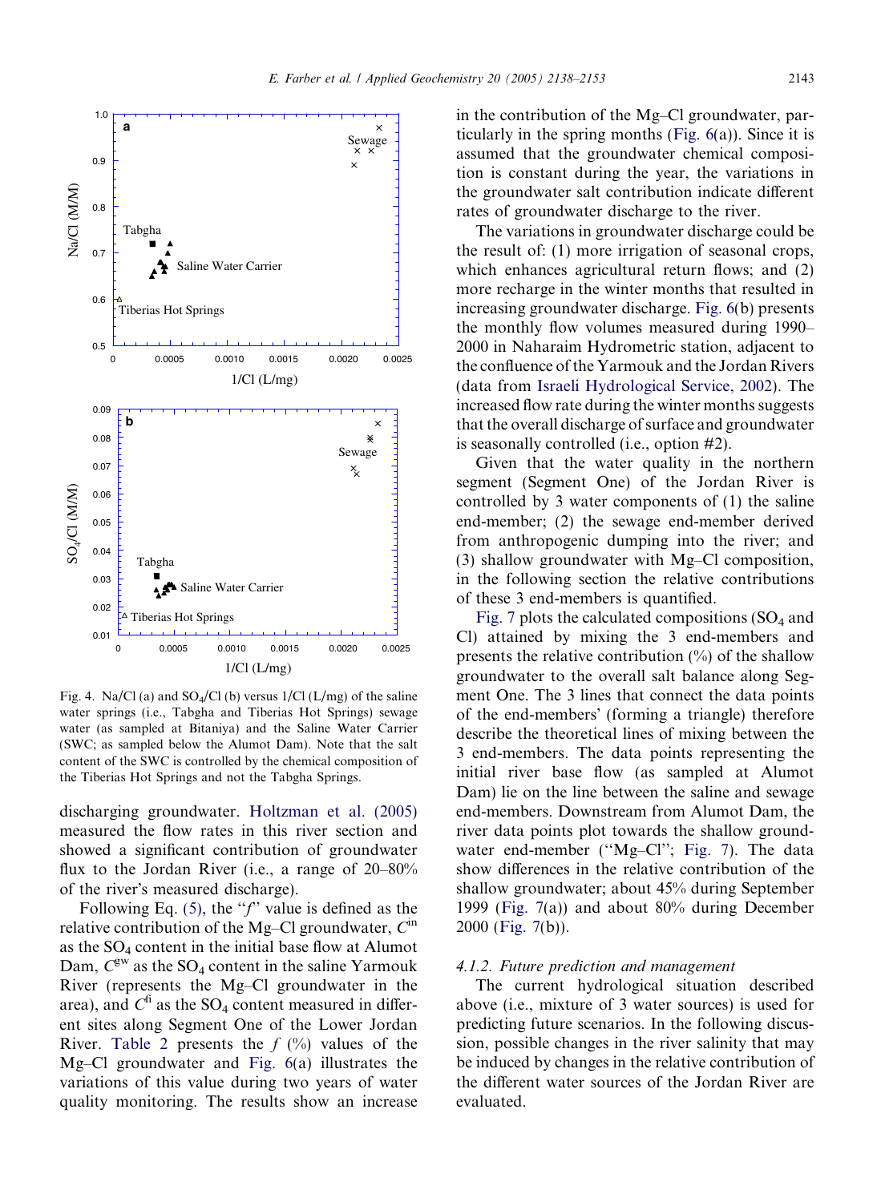Fig. 4. Na/Cl (a) and $SO_4$/Cl (b) versus 1/Cl (L/mg) of the saline water springs (i.e., Tabgha and Tiberias Hot Springs) sewage water (as sampled at Bitaniya) and the Saline Water Carrier (SWC; as sampled below the Alumot Dam). Note that the salt content of the SWC is controlled by the chemical composition of the Tiberias Hot Springs and not the Tabgha Springs.

discharging groundwater. Holtzman et al. (2005) measured the flow rates in this river section and showed a significant contribution of groundwater flux to the Jordan River (i.e., a range of 20–80% of the river's measured discharge).

Following Eq. (5), the "$f$" value is defined as the relative contribution of the Mg–Cl groundwater, $C^{in}$ as the $SO_4$ content in the initial base flow at Alumot Dam, $C^{gw}$ as the $SO_4$ content in the saline Yarmouk River (represents the Mg–Cl groundwater in the area), and $C^{fi}$ as the $SO_4$ content measured in different sites along Segment One of the Lower Jordan River. Table 2 presents the $f$ (%) values of the Mg–Cl groundwater and Fig. 6(a) illustrates the variations of this value during two years of water quality monitoring. The results show an increase in the contribution of the Mg–Cl groundwater, particularly in the spring months (Fig. 6(a)). Since it is assumed that the groundwater chemical composition is constant during the year, the variations in the groundwater salt contribution indicate different rates of groundwater discharge to the river.

The variations in groundwater discharge could be the result of: (1) more irrigation of seasonal crops, which enhances agricultural return flows; and (2) more recharge in the winter months that resulted in increasing groundwater discharge. Fig. 6(b) presents the monthly flow volumes measured during 1990–2000 in Naharaim Hydrometric station, adjacent to the confluence of the Yarmouk and the Jordan Rivers (data from Israeli Hydrological Service, 2002). The increased flow rate during the winter months suggests that the overall discharge of surface and groundwater is seasonally controlled (i.e., option #2).

Given that the water quality in the northern segment (Segment One) of the Jordan River is controlled by 3 water components of (1) the saline end-member; (2) the sewage end-member derived from anthropogenic dumping into the river; and (3) shallow groundwater with Mg–Cl composition, in the following section the relative contributions of these 3 end-members is quantified.

Fig. 7 plots the calculated compositions ($SO_4$ and Cl) attained by mixing the 3 end-members and presents the relative contribution (%) of the shallow groundwater to the overall salt balance along Segment One. The 3 lines that connect the data points of the end-members' (forming a triangle) therefore describe the theoretical lines of mixing between the 3 end-members. The data points representing the initial river base flow (as sampled at Alumot Dam) lie on the line between the saline and sewage end-members. Downstream from Alumot Dam, the river data points plot towards the shallow groundwater end-member ("Mg–Cl"; Fig. 7). The data show differences in the relative contribution of the shallow groundwater; about 45% during September 1999 (Fig. 7(a)) and about 80% during December 2000 (Fig. 7(b)).

#### 4.1.2. Future prediction and management

The current hydrological situation described above (i.e., mixture of 3 water sources) is used for predicting future scenarios. In the following discussion, possible changes in the river salinity that may be induced by changes in the relative contribution of the different water sources of the Jordan River are evaluated.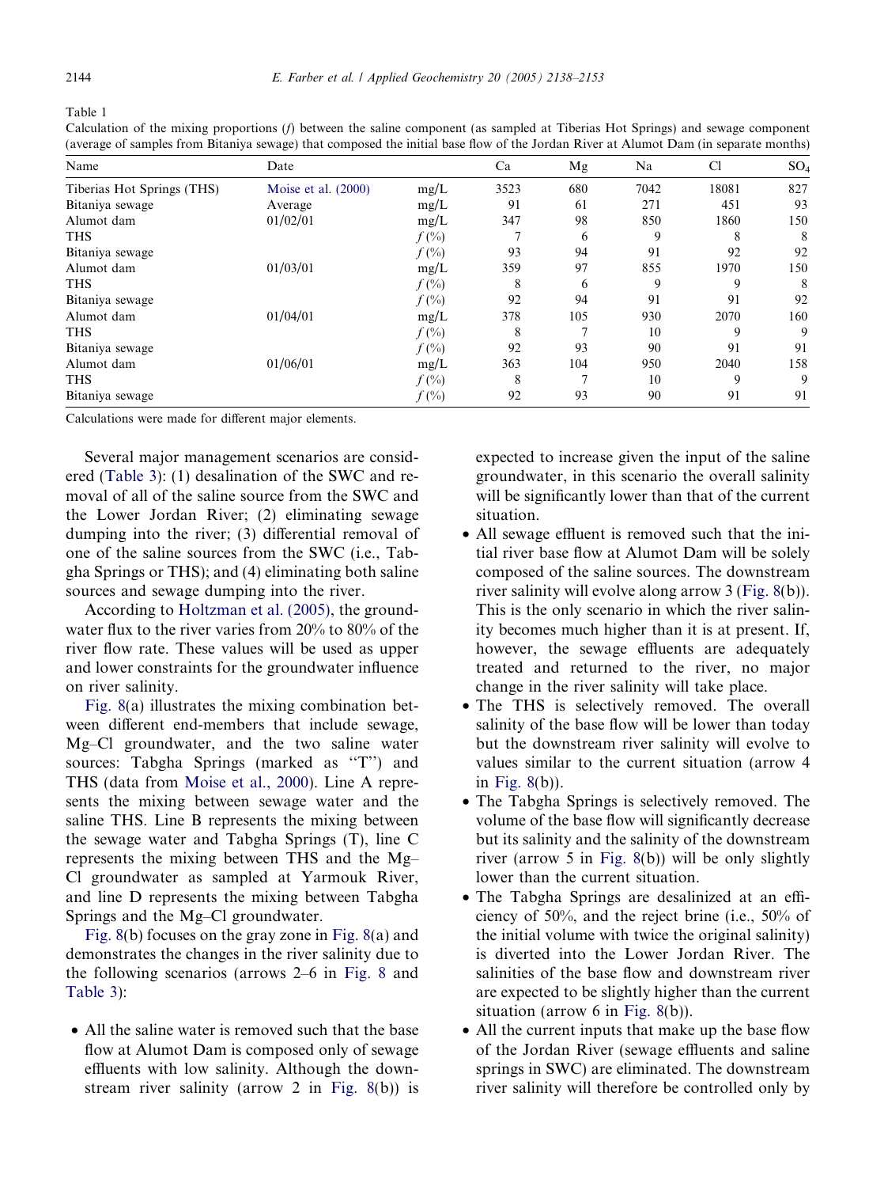Table 1

Calculation of the mixing proportions ($f$) between the saline component (as sampled at Tiberias Hot Springs) and sewage component (average of samples from Bitaniya sewage) that composed the initial base flow of the Jordan River at Alumot Dam (in separate months)

| Name | Date | | Ca | Mg | Na | Cl | $SO_4$ |
|---|---|---|---|---|---|---|---|
| Tiberias Hot Springs (THS) | Moise et al. (2000) | mg/L | 3523 | 680 | 7042 | 18081 | 827 |
| Bitaniya sewage | Average | mg/L | 91 | 61 | 271 | 451 | 93 |
| Alumot dam | 01/02/01 | mg/L | 347 | 98 | 850 | 1860 | 150 |
| THS | | $f$ (%) | 7 | 6 | 9 | 8 | 8 |
| Bitaniya sewage | | $f$ (%) | 93 | 94 | 91 | 92 | 92 |
| Alumot dam | 01/03/01 | mg/L | 359 | 97 | 855 | 1970 | 150 |
| THS | | $f$ (%) | 8 | 6 | 9 | 9 | 8 |
| Bitaniya sewage | | $f$ (%) | 92 | 94 | 91 | 91 | 92 |
| Alumot dam | 01/04/01 | mg/L | 378 | 105 | 930 | 2070 | 160 |
| THS | | $f$ (%) | 8 | 7 | 10 | 9 | 9 |
| Bitaniya sewage | | $f$ (%) | 92 | 93 | 90 | 91 | 91 |
| Alumot dam | 01/06/01 | mg/L | 363 | 104 | 950 | 2040 | 158 |
| THS | | $f$ (%) | 8 | 7 | 10 | 9 | 9 |
| Bitaniya sewage | | $f$ (%) | 92 | 93 | 90 | 91 | 91 |

Calculations were made for different major elements.

Several major management scenarios are considered (Table 3): (1) desalination of the SWC and removal of all of the saline source from the SWC and the Lower Jordan River; (2) eliminating sewage dumping into the river; (3) differential removal of one of the saline sources from the SWC (i.e., Tabgha Springs or THS); and (4) eliminating both saline sources and sewage dumping into the river.

According to Holtzman et al. (2005), the groundwater flux to the river varies from 20% to 80% of the river flow rate. These values will be used as upper and lower constraints for the groundwater influence on river salinity.

Fig. 8(a) illustrates the mixing combination between different end-members that include sewage, Mg–Cl groundwater, and the two saline water sources: Tabgha Springs (marked as "T") and THS (data from Moise et al., 2000). Line A represents the mixing between sewage water and the saline THS. Line B represents the mixing between the sewage water and Tabgha Springs (T), line C represents the mixing between THS and the Mg–Cl groundwater as sampled at Yarmouk River, and line D represents the mixing between Tabgha Springs and the Mg–Cl groundwater.

Fig. 8(b) focuses on the gray zone in Fig. 8(a) and demonstrates the changes in the river salinity due to the following scenarios (arrows 2–6 in Fig. 8 and Table 3):

- All the saline water is removed such that the base flow at Alumot Dam is composed only of sewage effluents with low salinity. Although the downstream river salinity (arrow 2 in Fig. 8(b)) is expected to increase given the input of the saline groundwater, in this scenario the overall salinity will be significantly lower than that of the current situation.
- All sewage effluent is removed such that the initial river base flow at Alumot Dam will be solely composed of the saline sources. The downstream river salinity will evolve along arrow 3 (Fig. 8(b)). This is the only scenario in which the river salinity becomes much higher than it is at present. If, however, the sewage effluents are adequately treated and returned to the river, no major change in the river salinity will take place.
- The THS is selectively removed. The overall salinity of the base flow will be lower than today but the downstream river salinity will evolve to values similar to the current situation (arrow 4 in Fig. 8(b)).
- The Tabgha Springs is selectively removed. The volume of the base flow will significantly decrease but its salinity and the salinity of the downstream river (arrow 5 in Fig. 8(b)) will be only slightly lower than the current situation.
- The Tabgha Springs are desalinized at an efficiency of 50%, and the reject brine (i.e., 50% of the initial volume with twice the original salinity) is diverted into the Lower Jordan River. The salinities of the base flow and downstream river are expected to be slightly higher than the current situation (arrow 6 in Fig. 8(b)).
- All the current inputs that make up the base flow of the Jordan River (sewage effluents and saline springs in SWC) are eliminated. The downstream river salinity will therefore be controlled only by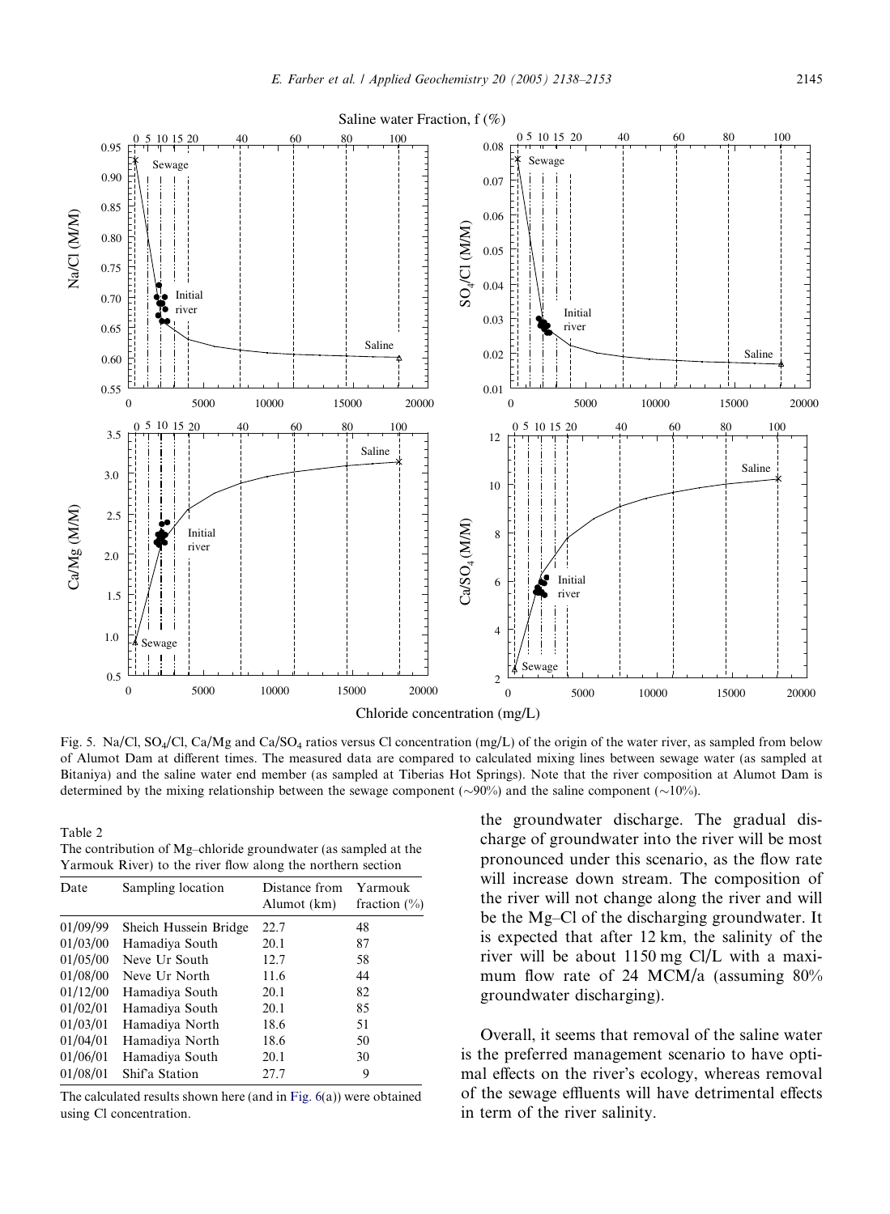Fig. 5. Na/Cl, $SO_4$/Cl, Ca/Mg and Ca/$SO_4$ ratios versus Cl concentration (mg/L) of the origin of the water river, as sampled from below of Alumot Dam at different times. The measured data are compared to calculated mixing lines between sewage water (as sampled at Bitaniya) and the saline water end member (as sampled at Tiberias Hot Springs). Note that the river composition at Alumot Dam is determined by the mixing relationship between the sewage component (~90%) and the saline component (~10%).

Table 2
The contribution of Mg–chloride groundwater (as sampled at the Yarmouk River) to the river flow along the northern section

| Date | Sampling location | Distance from Alumot (km) | Yarmouk fraction (%) |
|---|---|---|---|
| 01/09/99 | Sheich Hussein Bridge | 22.7 | 48 |
| 01/03/00 | Hamadiya South | 20.1 | 87 |
| 01/05/00 | Neve Ur South | 12.7 | 58 |
| 01/08/00 | Neve Ur North | 11.6 | 44 |
| 01/12/00 | Hamadiya South | 20.1 | 82 |
| 01/02/01 | Hamadiya South | 20.1 | 85 |
| 01/03/01 | Hamadiya North | 18.6 | 51 |
| 01/04/01 | Hamadiya North | 18.6 | 50 |
| 01/06/01 | Hamadiya South | 20.1 | 30 |
| 01/08/01 | Shif'a Station | 27.7 | 9 |

The calculated results shown here (and in Fig. 6(a)) were obtained using Cl concentration.

the groundwater discharge. The gradual discharge of groundwater into the river will be most pronounced under this scenario, as the flow rate will increase down stream. The composition of the river will not change along the river and will be the Mg–Cl of the discharging groundwater. It is expected that after 12 km, the salinity of the river will be about 1150 mg Cl/L with a maximum flow rate of 24 MCM/a (assuming 80% groundwater discharging).

Overall, it seems that removal of the saline water is the preferred management scenario to have optimal effects on the river's ecology, whereas removal of the sewage effluents will have detrimental effects in term of the river salinity.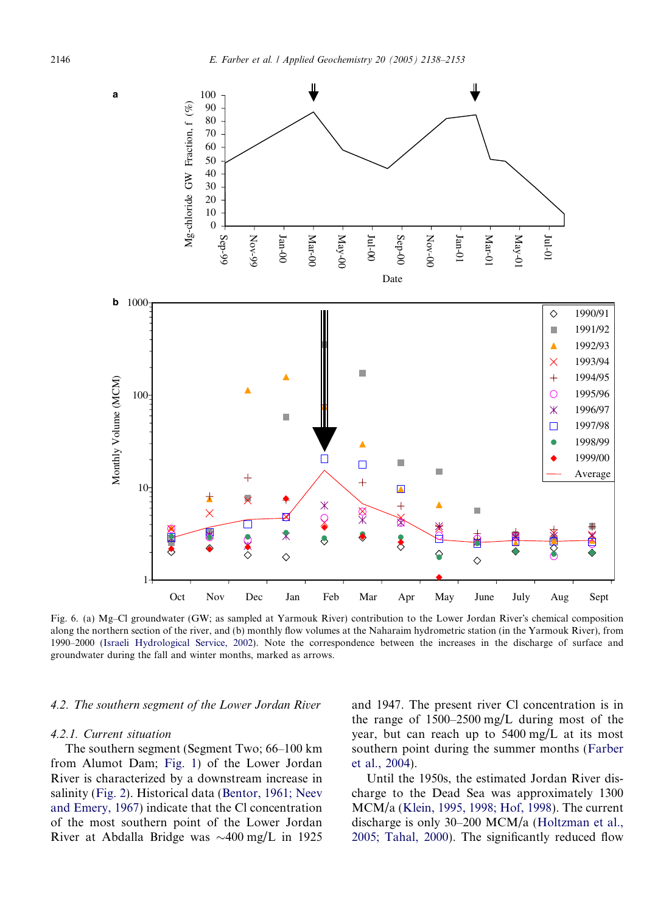Fig. 6. (a) Mg–Cl groundwater (GW; as sampled at Yarmouk River) contribution to the Lower Jordan River's chemical composition along the northern section of the river, and (b) monthly flow volumes at the Naharaim hydrometric station (in the Yarmouk River), from 1990–2000 (Israeli Hydrological Service, 2002). Note the correspondence between the increases in the discharge of surface and groundwater during the fall and winter months, marked as arrows.

### 4.2. The southern segment of the Lower Jordan River

#### 4.2.1. Current situation

The southern segment (Segment Two; 66–100 km from Alumot Dam; Fig. 1) of the Lower Jordan River is characterized by a downstream increase in salinity (Fig. 2). Historical data (Bentor, 1961; Neev and Emery, 1967) indicate that the Cl concentration of the most southern point of the Lower Jordan River at Abdalla Bridge was ~400 mg/L in 1925 and 1947. The present river Cl concentration is in the range of 1500–2500 mg/L during most of the year, but can reach up to 5400 mg/L at its most southern point during the summer months (Farber et al., 2004).

Until the 1950s, the estimated Jordan River discharge to the Dead Sea was approximately 1300 MCM/a (Klein, 1995, 1998; Hof, 1998). The current discharge is only 30–200 MCM/a (Holtzman et al., 2005; Tahal, 2000). The significantly reduced flow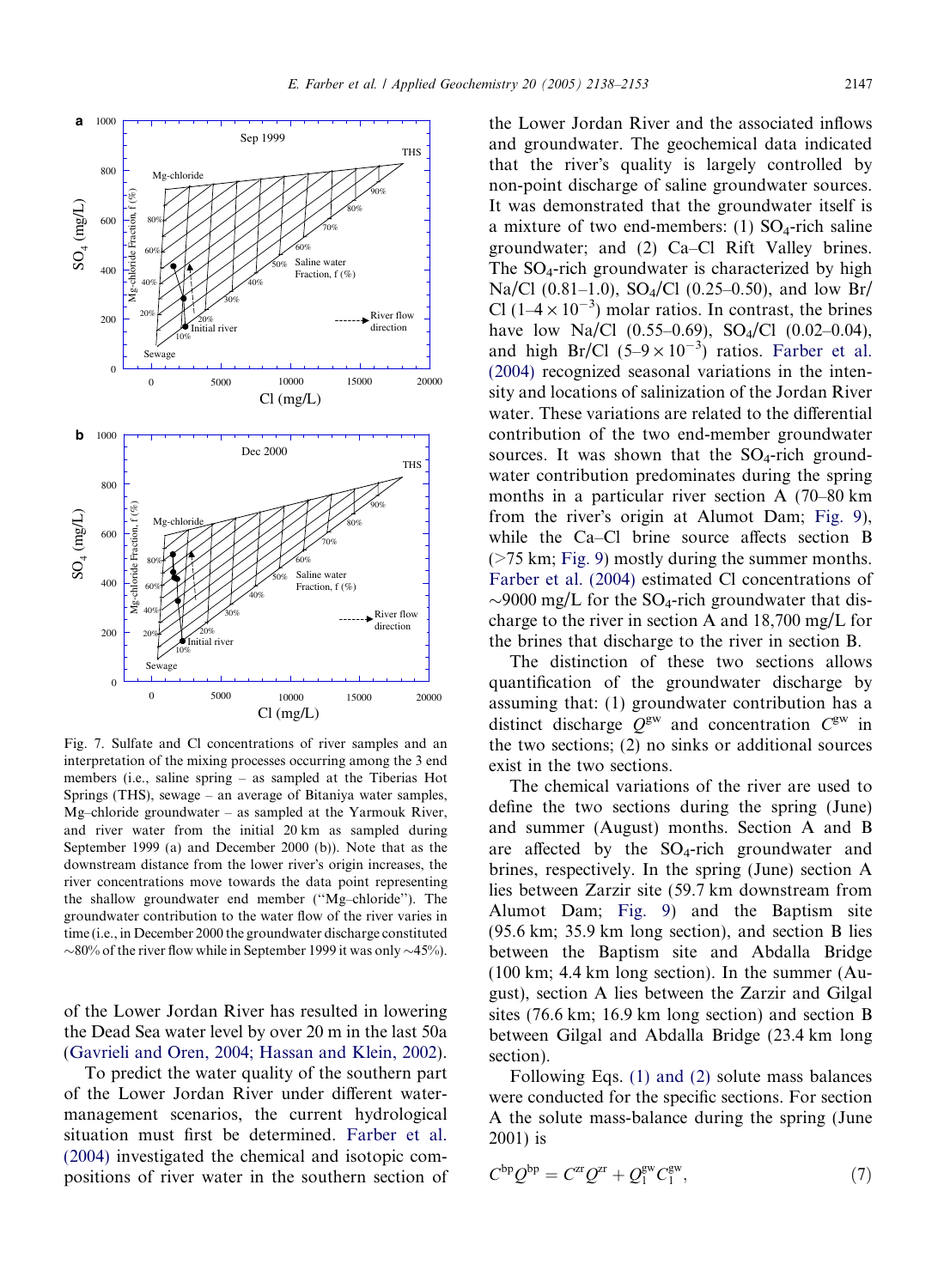Fig. 7. Sulfate and Cl concentrations of river samples and an interpretation of the mixing processes occurring among the 3 end members (i.e., saline spring – as sampled at the Tiberias Hot Springs (THS), sewage – an average of Bitaniya water samples, Mg–chloride groundwater – as sampled at the Yarmouk River, and river water from the initial 20 km as sampled during September 1999 (a) and December 2000 (b)). Note that as the downstream distance from the lower river's origin increases, the river concentrations move towards the data point representing the shallow groundwater end member ("Mg–chloride"). The groundwater contribution to the water flow of the river varies in time (i.e., in December 2000 the groundwater discharge constituted ~80% of the river flow while in September 1999 it was only ~45%).

of the Lower Jordan River has resulted in lowering the Dead Sea water level by over 20 m in the last 50a (Gavrieli and Oren, 2004; Hassan and Klein, 2002).

To predict the water quality of the southern part of the Lower Jordan River under different water-management scenarios, the current hydrological situation must first be determined. Farber et al. (2004) investigated the chemical and isotopic compositions of river water in the southern section of the Lower Jordan River and the associated inflows and groundwater. The geochemical data indicated that the river's quality is largely controlled by non-point discharge of saline groundwater sources. It was demonstrated that the groundwater itself is a mixture of two end-members: (1) $SO_4$-rich saline groundwater; and (2) Ca–Cl Rift Valley brines. The $SO_4$-rich groundwater is characterized by high Na/Cl (0.81–1.0), $SO_4$/Cl (0.25–0.50), and low Br/Cl ($1–4 \times 10^{-3}$) molar ratios. In contrast, the brines have low Na/Cl (0.55–0.69), $SO_4$/Cl (0.02–0.04), and high Br/Cl ($5–9 \times 10^{-3}$) ratios. Farber et al. (2004) recognized seasonal variations in the intensity and locations of salinization of the Jordan River water. These variations are related to the differential contribution of the two end-member groundwater sources. It was shown that the $SO_4$-rich groundwater contribution predominates during the spring months in a particular river section A (70–80 km from the river's origin at Alumot Dam; Fig. 9), while the Ca–Cl brine source affects section B (>75 km; Fig. 9) mostly during the summer months. Farber et al. (2004) estimated Cl concentrations of ~9000 mg/L for the $SO_4$-rich groundwater that discharge to the river in section A and 18,700 mg/L for the brines that discharge to the river in section B.

The distinction of these two sections allows quantification of the groundwater discharge by assuming that: (1) groundwater contribution has a distinct discharge $Q^{gw}$ and concentration $C^{gw}$ in the two sections; (2) no sinks or additional sources exist in the two sections.

The chemical variations of the river are used to define the two sections during the spring (June) and summer (August) months. Section A and B are affected by the $SO_4$-rich groundwater and brines, respectively. In the spring (June) section A lies between Zarzir site (59.7 km downstream from Alumot Dam; Fig. 9) and the Baptism site (95.6 km; 35.9 km long section), and section B lies between the Baptism site and Abdalla Bridge (100 km; 4.4 km long section). In the summer (August), section A lies between the Zarzir and Gilgal sites (76.6 km; 16.9 km long section) and section B between Gilgal and Abdalla Bridge (23.4 km long section).

Following Eqs. (1) and (2) solute mass balances were conducted for the specific sections. For section A the solute mass-balance during the spring (June 2001) is

$$C^{bp}Q^{bp} = C^{zr}Q^{zr} + Q_1^{gw}C_1^{gw}, \tag{7}$$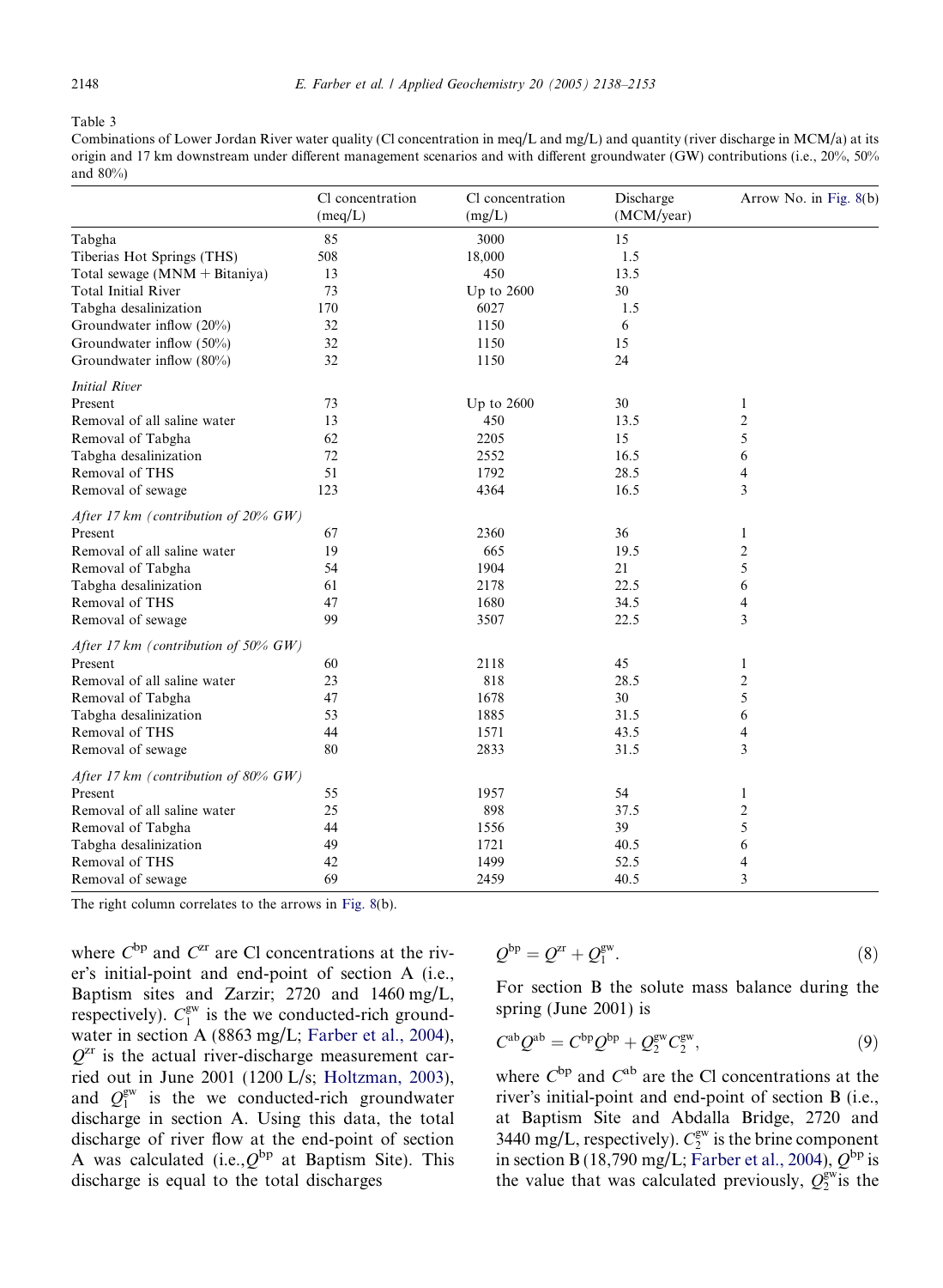Table 3

Combinations of Lower Jordan River water quality (Cl concentration in meq/L and mg/L) and quantity (river discharge in MCM/a) at its origin and 17 km downstream under different management scenarios and with different groundwater (GW) contributions (i.e., 20%, 50% and 80%)

| | Cl concentration (meq/L) | Cl concentration (mg/L) | Discharge (MCM/year) | Arrow No. in Fig. 8(b) |
|---|---|---|---|---|
| Tabgha | 85 | 3000 | 15 | |
| Tiberias Hot Springs (THS) | 508 | 18,000 | 1.5 | |
| Total sewage (MNM + Bitaniya) | 13 | 450 | 13.5 | |
| Total Initial River | 73 | Up to 2600 | 30 | |
| Tabgha desalinization | 170 | 6027 | 1.5 | |
| Groundwater inflow (20%) | 32 | 1150 | 6 | |
| Groundwater inflow (50%) | 32 | 1150 | 15 | |
| Groundwater inflow (80%) | 32 | 1150 | 24 | |
| *Initial River* | | | | |
| Present | 73 | Up to 2600 | 30 | 1 |
| Removal of all saline water | 13 | 450 | 13.5 | 2 |
| Removal of Tabgha | 62 | 2205 | 15 | 5 |
| Tabgha desalinization | 72 | 2552 | 16.5 | 6 |
| Removal of THS | 51 | 1792 | 28.5 | 4 |
| Removal of sewage | 123 | 4364 | 16.5 | 3 |
| *After 17 km (contribution of 20% GW)* | | | | |
| Present | 67 | 2360 | 36 | 1 |
| Removal of all saline water | 19 | 665 | 19.5 | 2 |
| Removal of Tabgha | 54 | 1904 | 21 | 5 |
| Tabgha desalinization | 61 | 2178 | 22.5 | 6 |
| Removal of THS | 47 | 1680 | 34.5 | 4 |
| Removal of sewage | 99 | 3507 | 22.5 | 3 |
| *After 17 km (contribution of 50% GW)* | | | | |
| Present | 60 | 2118 | 45 | 1 |
| Removal of all saline water | 23 | 818 | 28.5 | 2 |
| Removal of Tabgha | 47 | 1678 | 30 | 5 |
| Tabgha desalinization | 53 | 1885 | 31.5 | 6 |
| Removal of THS | 44 | 1571 | 43.5 | 4 |
| Removal of sewage | 80 | 2833 | 31.5 | 3 |
| *After 17 km (contribution of 80% GW)* | | | | |
| Present | 55 | 1957 | 54 | 1 |
| Removal of all saline water | 25 | 898 | 37.5 | 2 |
| Removal of Tabgha | 44 | 1556 | 39 | 5 |
| Tabgha desalinization | 49 | 1721 | 40.5 | 6 |
| Removal of THS | 42 | 1499 | 52.5 | 4 |
| Removal of sewage | 69 | 2459 | 40.5 | 3 |

The right column correlates to the arrows in Fig. 8(b).

where $C^{bp}$ and $C^{zr}$ are Cl concentrations at the river's initial-point and end-point of section A (i.e., Baptism sites and Zarzir; 2720 and 1460 mg/L, respectively). $C_1^{gw}$ is the we conducted-rich groundwater in section A (8863 mg/L; Farber et al., 2004), $Q^{zr}$ is the actual river-discharge measurement carried out in June 2001 (1200 L/s; Holtzman, 2003), and $Q_1^{gw}$ is the we conducted-rich groundwater discharge in section A. Using this data, the total discharge of river flow at the end-point of section A was calculated (i.e.,$Q^{bp}$ at Baptism Site). This discharge is equal to the total discharges

$$Q^{bp} = Q^{zr} + Q_1^{gw}. \tag{8}$$

For section B the solute mass balance during the spring (June 2001) is

$$C^{ab}Q^{ab} = C^{bp}Q^{bp} + Q_2^{gw}C_2^{gw}, \tag{9}$$

where $C^{bp}$ and $C^{ab}$ are the Cl concentrations at the river's initial-point and end-point of section B (i.e., at Baptism Site and Abdalla Bridge, 2720 and 3440 mg/L, respectively). $C_2^{gw}$ is the brine component in section B (18,790 mg/L; Farber et al., 2004), $Q^{bp}$ is the value that was calculated previously, $Q_2^{gw}$ is the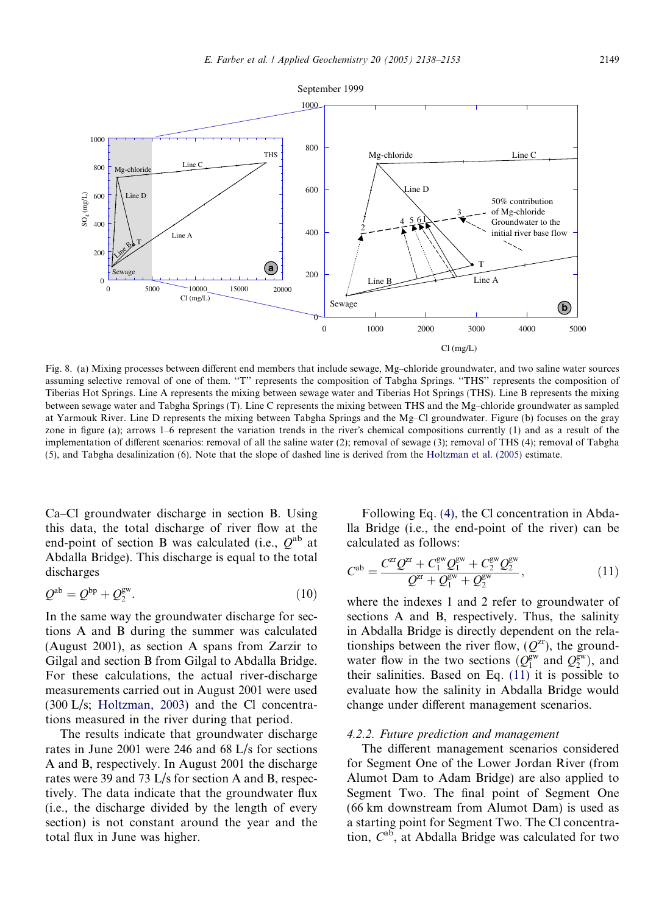Fig. 8. (a) Mixing processes between different end members that include sewage, Mg–chloride groundwater, and two saline water sources assuming selective removal of one of them. "T" represents the composition of Tabgha Springs. "THS" represents the composition of Tiberias Hot Springs. Line A represents the mixing between sewage water and Tiberias Hot Springs (THS). Line B represents the mixing between sewage water and Tabgha Springs (T). Line C represents the mixing between THS and the Mg–chloride groundwater as sampled at Yarmouk River. Line D represents the mixing between Tabgha Springs and the Mg–Cl groundwater. Figure (b) focuses on the gray zone in figure (a); arrows 1–6 represent the variation trends in the river's chemical compositions currently (1) and as a result of the implementation of different scenarios: removal of all the saline water (2); removal of sewage (3); removal of THS (4); removal of Tabgha (5), and Tabgha desalinization (6). Note that the slope of dashed line is derived from the Holtzman et al. (2005) estimate.

Ca–Cl groundwater discharge in section B. Using this data, the total discharge of river flow at the end-point of section B was calculated (i.e., $Q^{ab}$ at Abdalla Bridge). This discharge is equal to the total discharges

$$Q^{ab} = Q^{bp} + Q_2^{gw}. \tag{10}$$

In the same way the groundwater discharge for sections A and B during the summer was calculated (August 2001), as section A spans from Zarzir to Gilgal and section B from Gilgal to Abdalla Bridge. For these calculations, the actual river-discharge measurements carried out in August 2001 were used (300 L/s; Holtzman, 2003) and the Cl concentrations measured in the river during that period.

The results indicate that groundwater discharge rates in June 2001 were 246 and 68 L/s for sections A and B, respectively. In August 2001 the discharge rates were 39 and 73 L/s for section A and B, respectively. The data indicate that the groundwater flux (i.e., the discharge divided by the length of every section) is not constant around the year and the total flux in June was higher.

Following Eq. (4), the Cl concentration in Abdalla Bridge (i.e., the end-point of the river) can be calculated as follows:

$$C^{ab} = \frac{C^{zr}Q^{zr} + C_1^{gw}Q_1^{gw} + C_2^{gw}Q_2^{gw}}{Q^{zr} + Q_1^{gw} + Q_2^{gw}}, \tag{11}$$

where the indexes 1 and 2 refer to groundwater of sections A and B, respectively. Thus, the salinity in Abdalla Bridge is directly dependent on the relationships between the river flow, ($Q^{zr}$), the groundwater flow in the two sections ($Q_1^{gw}$ and $Q_2^{gw}$), and their salinities. Based on Eq. (11) it is possible to evaluate how the salinity in Abdalla Bridge would change under different management scenarios.

### 4.2.2. Future prediction and management

The different management scenarios considered for Segment One of the Lower Jordan River (from Alumot Dam to Adam Bridge) are also applied to Segment Two. The final point of Segment One (66 km downstream from Alumot Dam) is used as a starting point for Segment Two. The Cl concentration, $C^{ab}$, at Abdalla Bridge was calculated for two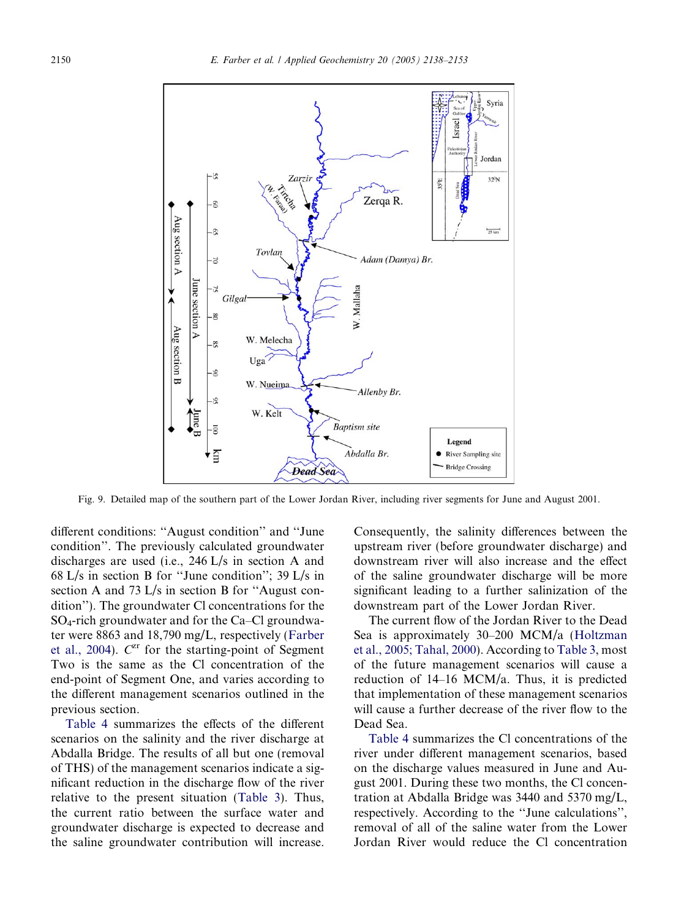Fig. 9. Detailed map of the southern part of the Lower Jordan River, including river segments for June and August 2001.

different conditions: ''August condition'' and ''June condition''. The previously calculated groundwater discharges are used (i.e., 246 L/s in section A and 68 L/s in section B for ''June condition''; 39 L/s in section A and 73 L/s in section B for ''August condition''). The groundwater Cl concentrations for the $SO_4$-rich groundwater and for the Ca–Cl groundwater were 8863 and 18,790 mg/L, respectively (Farber et al., 2004). $C^{\alpha r}$ for the starting-point of Segment Two is the same as the Cl concentration of the end-point of Segment One, and varies according to the different management scenarios outlined in the previous section.

Table 4 summarizes the effects of the different scenarios on the salinity and the river discharge at Abdalla Bridge. The results of all but one (removal of THS) of the management scenarios indicate a significant reduction in the discharge flow of the river relative to the present situation (Table 3). Thus, the current ratio between the surface water and groundwater discharge is expected to decrease and the saline groundwater contribution will increase. Consequently, the salinity differences between the upstream river (before groundwater discharge) and downstream river will also increase and the effect of the saline groundwater discharge will be more significant leading to a further salinization of the downstream part of the Lower Jordan River.

The current flow of the Jordan River to the Dead Sea is approximately 30–200 MCM/a (Holtzman et al., 2005; Tahal, 2000). According to Table 3, most of the future management scenarios will cause a reduction of 14–16 MCM/a. Thus, it is predicted that implementation of these management scenarios will cause a further decrease of the river flow to the Dead Sea.

Table 4 summarizes the Cl concentrations of the river under different management scenarios, based on the discharge values measured in June and August 2001. During these two months, the Cl concentration at Abdalla Bridge was 3440 and 5370 mg/L, respectively. According to the ''June calculations'', removal of all of the saline water from the Lower Jordan River would reduce the Cl concentration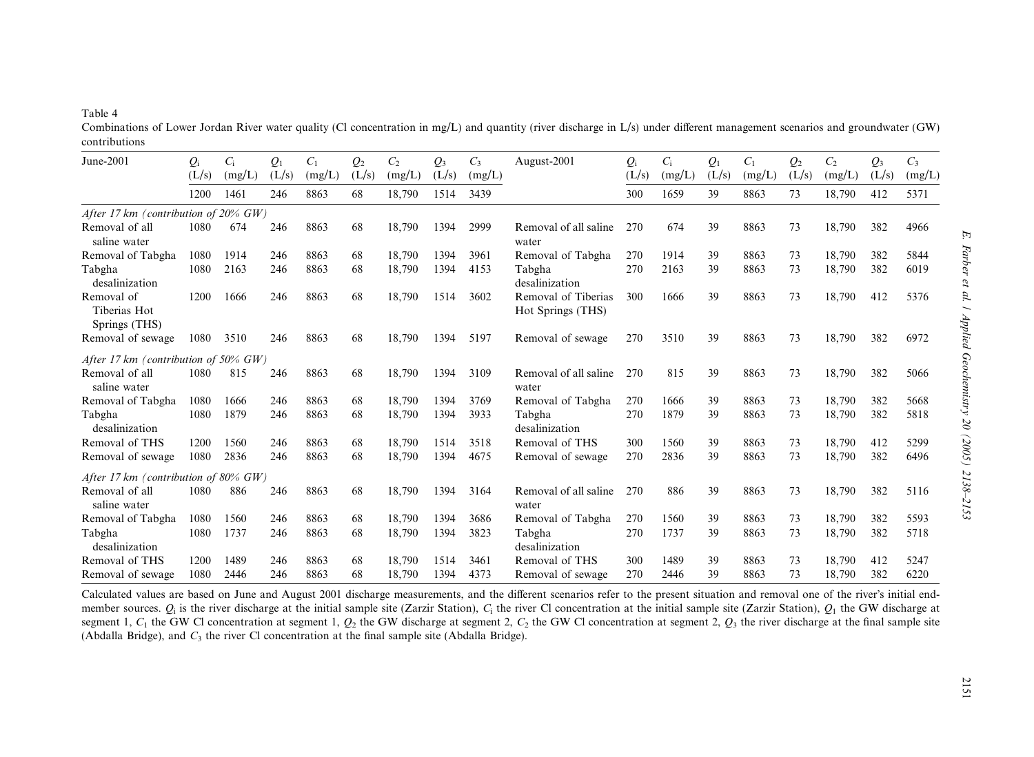Table 4

Combinations of Lower Jordan River water quality (Cl concentration in mg/L) and quantity (river discharge in L/s) under different management scenarios and groundwater (GW) contributions

| June-2001 | $Q_i$ (L/s) | $C_i$ (mg/L) | $Q_1$ (L/s) | $C_1$ (mg/L) | $Q_2$ (L/s) | $C_2$ (mg/L) | $Q_3$ (L/s) | $C_3$ (mg/L) | August-2001 | $Q_i$ (L/s) | $C_i$ (mg/L) | $Q_1$ (L/s) | $C_1$ (mg/L) | $Q_2$ (L/s) | $C_2$ (mg/L) | $Q_3$ (L/s) | $C_3$ (mg/L) |
|---|---|---|---|---|---|---|---|---|---|---|---|---|---|---|---|---|---|
| | 1200 | 1461 | 246 | 8863 | 68 | 18,790 | 1514 | 3439 | | 300 | 1659 | 39 | 8863 | 73 | 18,790 | 412 | 5371 |
| *After 17 km (contribution of 20% GW)* | | | | | | | | | | | | | | | | | |
| Removal of all saline water | 1080 | 674 | 246 | 8863 | 68 | 18,790 | 1394 | 2999 | Removal of all saline water | 270 | 674 | 39 | 8863 | 73 | 18,790 | 382 | 4966 |
| Removal of Tabgha | 1080 | 1914 | 246 | 8863 | 68 | 18,790 | 1394 | 3961 | Removal of Tabgha | 270 | 1914 | 39 | 8863 | 73 | 18,790 | 382 | 5844 |
| Tabgha desalinization | 1080 | 2163 | 246 | 8863 | 68 | 18,790 | 1394 | 4153 | Tabgha desalinization | 270 | 2163 | 39 | 8863 | 73 | 18,790 | 382 | 6019 |
| Removal of Tiberias Hot Springs (THS) | 1200 | 1666 | 246 | 8863 | 68 | 18,790 | 1514 | 3602 | Removal of Tiberias Hot Springs (THS) | 300 | 1666 | 39 | 8863 | 73 | 18,790 | 412 | 5376 |
| Removal of sewage | 1080 | 3510 | 246 | 8863 | 68 | 18,790 | 1394 | 5197 | Removal of sewage | 270 | 3510 | 39 | 8863 | 73 | 18,790 | 382 | 6972 |
| *After 17 km (contribution of 50% GW)* | | | | | | | | | | | | | | | | | |
| Removal of all saline water | 1080 | 815 | 246 | 8863 | 68 | 18,790 | 1394 | 3109 | Removal of all saline water | 270 | 815 | 39 | 8863 | 73 | 18,790 | 382 | 5066 |
| Removal of Tabgha | 1080 | 1666 | 246 | 8863 | 68 | 18,790 | 1394 | 3769 | Removal of Tabgha | 270 | 1666 | 39 | 8863 | 73 | 18,790 | 382 | 5668 |
| Tabgha desalinization | 1080 | 1879 | 246 | 8863 | 68 | 18,790 | 1394 | 3933 | Tabgha desalinization | 270 | 1879 | 39 | 8863 | 73 | 18,790 | 382 | 5818 |
| Removal of THS | 1200 | 1560 | 246 | 8863 | 68 | 18,790 | 1514 | 3518 | Removal of THS | 300 | 1560 | 39 | 8863 | 73 | 18,790 | 412 | 5299 |
| Removal of sewage | 1080 | 2836 | 246 | 8863 | 68 | 18,790 | 1394 | 4675 | Removal of sewage | 270 | 2836 | 39 | 8863 | 73 | 18,790 | 382 | 6496 |
| *After 17 km (contribution of 80% GW)* | | | | | | | | | | | | | | | | | |
| Removal of all saline water | 1080 | 886 | 246 | 8863 | 68 | 18,790 | 1394 | 3164 | Removal of all saline water | 270 | 886 | 39 | 8863 | 73 | 18,790 | 382 | 5116 |
| Removal of Tabgha | 1080 | 1560 | 246 | 8863 | 68 | 18,790 | 1394 | 3686 | Removal of Tabgha | 270 | 1560 | 39 | 8863 | 73 | 18,790 | 382 | 5593 |
| Tabgha desalinization | 1080 | 1737 | 246 | 8863 | 68 | 18,790 | 1394 | 3823 | Tabgha desalinization | 270 | 1737 | 39 | 8863 | 73 | 18,790 | 382 | 5718 |
| Removal of THS | 1200 | 1489 | 246 | 8863 | 68 | 18,790 | 1514 | 3461 | Removal of THS | 300 | 1489 | 39 | 8863 | 73 | 18,790 | 412 | 5247 |
| Removal of sewage | 1080 | 2446 | 246 | 8863 | 68 | 18,790 | 1394 | 4373 | Removal of sewage | 270 | 2446 | 39 | 8863 | 73 | 18,790 | 382 | 6220 |

Calculated values are based on June and August 2001 discharge measurements, and the different scenarios refer to the present situation and removal one of the river's initial end-member sources. $Q_i$ is the river discharge at the initial sample site (Zarzir Station), $C_i$ the river Cl concentration at the initial sample site (Zarzir Station), $Q_1$ the GW discharge at segment 1, $C_1$ the GW Cl concentration at segment 1, $Q_2$ the GW discharge at segment 2, $C_2$ the GW Cl concentration at segment 2, $Q_3$ the river discharge at the final sample site (Abdalla Bridge), and $C_3$ the river Cl concentration at the final sample site (Abdalla Bridge).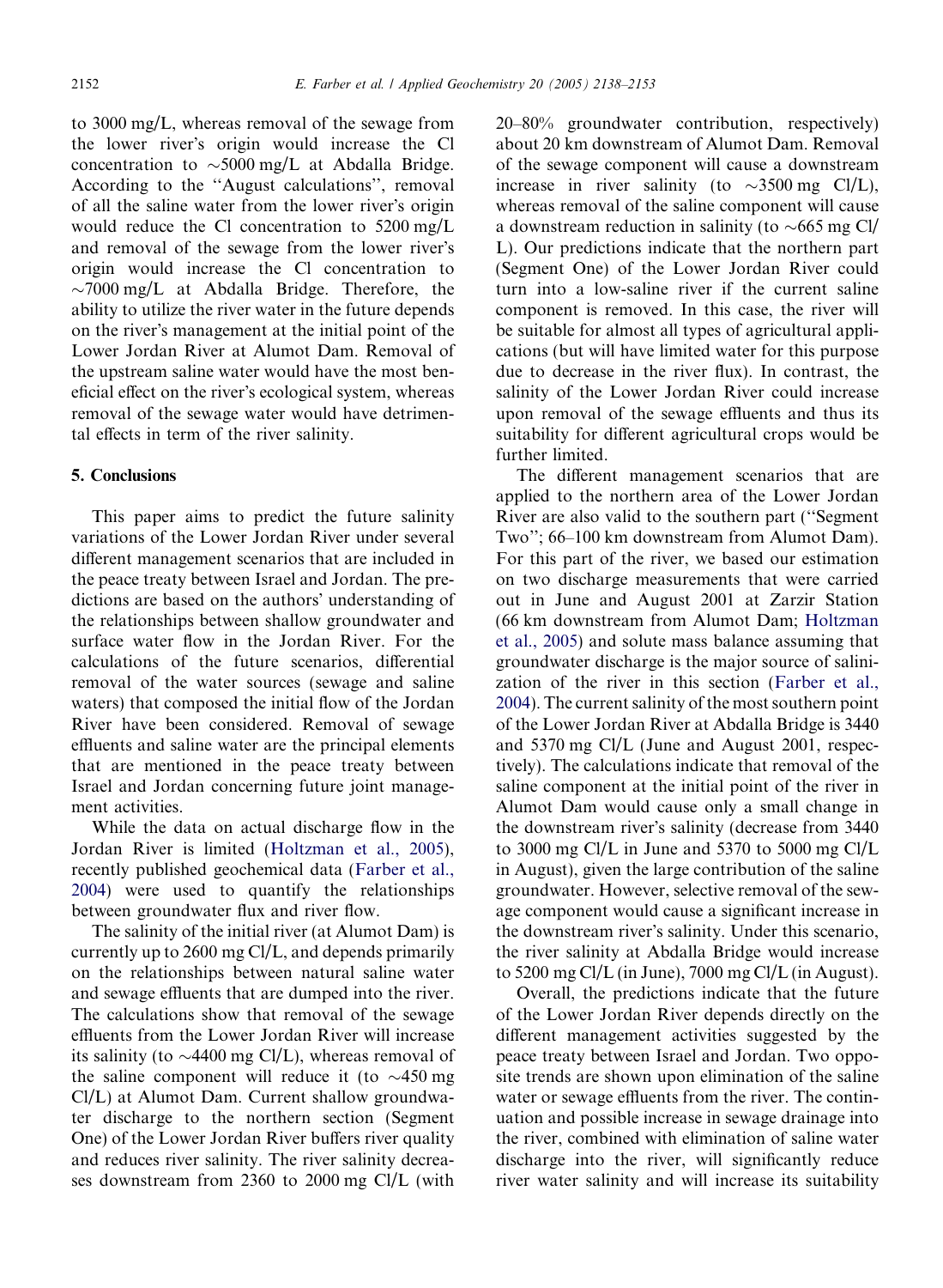to 3000 mg/L, whereas removal of the sewage from the lower river's origin would increase the Cl concentration to ~5000 mg/L at Abdalla Bridge. According to the "August calculations", removal of all the saline water from the lower river's origin would reduce the Cl concentration to 5200 mg/L and removal of the sewage from the lower river's origin would increase the Cl concentration to ~7000 mg/L at Abdalla Bridge. Therefore, the ability to utilize the river water in the future depends on the river's management at the initial point of the Lower Jordan River at Alumot Dam. Removal of the upstream saline water would have the most beneficial effect on the river's ecological system, whereas removal of the sewage water would have detrimental effects in term of the river salinity.

## 5. Conclusions

This paper aims to predict the future salinity variations of the Lower Jordan River under several different management scenarios that are included in the peace treaty between Israel and Jordan. The predictions are based on the authors' understanding of the relationships between shallow groundwater and surface water flow in the Jordan River. For the calculations of the future scenarios, differential removal of the water sources (sewage and saline waters) that composed the initial flow of the Jordan River have been considered. Removal of sewage effluents and saline water are the principal elements that are mentioned in the peace treaty between Israel and Jordan concerning future joint management activities.

While the data on actual discharge flow in the Jordan River is limited (Holtzman et al., 2005), recently published geochemical data (Farber et al., 2004) were used to quantify the relationships between groundwater flux and river flow.

The salinity of the initial river (at Alumot Dam) is currently up to 2600 mg Cl/L, and depends primarily on the relationships between natural saline water and sewage effluents that are dumped into the river. The calculations show that removal of the sewage effluents from the Lower Jordan River will increase its salinity (to ~4400 mg Cl/L), whereas removal of the saline component will reduce it (to ~450 mg Cl/L) at Alumot Dam. Current shallow groundwater discharge to the northern section (Segment One) of the Lower Jordan River buffers river quality and reduces river salinity. The river salinity decreases downstream from 2360 to 2000 mg Cl/L (with 20–80% groundwater contribution, respectively) about 20 km downstream of Alumot Dam. Removal of the sewage component will cause a downstream increase in river salinity (to ~3500 mg Cl/L), whereas removal of the saline component will cause a downstream reduction in salinity (to ~665 mg Cl/L). Our predictions indicate that the northern part (Segment One) of the Lower Jordan River could turn into a low-saline river if the current saline component is removed. In this case, the river will be suitable for almost all types of agricultural applications (but will have limited water for this purpose due to decrease in the river flux). In contrast, the salinity of the Lower Jordan River could increase upon removal of the sewage effluents and thus its suitability for different agricultural crops would be further limited.

The different management scenarios that are applied to the northern area of the Lower Jordan River are also valid to the southern part ("Segment Two"; 66–100 km downstream from Alumot Dam). For this part of the river, we based our estimation on two discharge measurements that were carried out in June and August 2001 at Zarzir Station (66 km downstream from Alumot Dam; Holtzman et al., 2005) and solute mass balance assuming that groundwater discharge is the major source of salinization of the river in this section (Farber et al., 2004). The current salinity of the most southern point of the Lower Jordan River at Abdalla Bridge is 3440 and 5370 mg Cl/L (June and August 2001, respectively). The calculations indicate that removal of the saline component at the initial point of the river in Alumot Dam would cause only a small change in the downstream river's salinity (decrease from 3440 to 3000 mg Cl/L in June and 5370 to 5000 mg Cl/L in August), given the large contribution of the saline groundwater. However, selective removal of the sewage component would cause a significant increase in the downstream river's salinity. Under this scenario, the river salinity at Abdalla Bridge would increase to 5200 mg Cl/L (in June), 7000 mg Cl/L (in August).

Overall, the predictions indicate that the future of the Lower Jordan River depends directly on the different management activities suggested by the peace treaty between Israel and Jordan. Two opposite trends are shown upon elimination of the saline water or sewage effluents from the river. The continuation and possible increase in sewage drainage into the river, combined with elimination of saline water discharge into the river, will significantly reduce river water salinity and will increase its suitability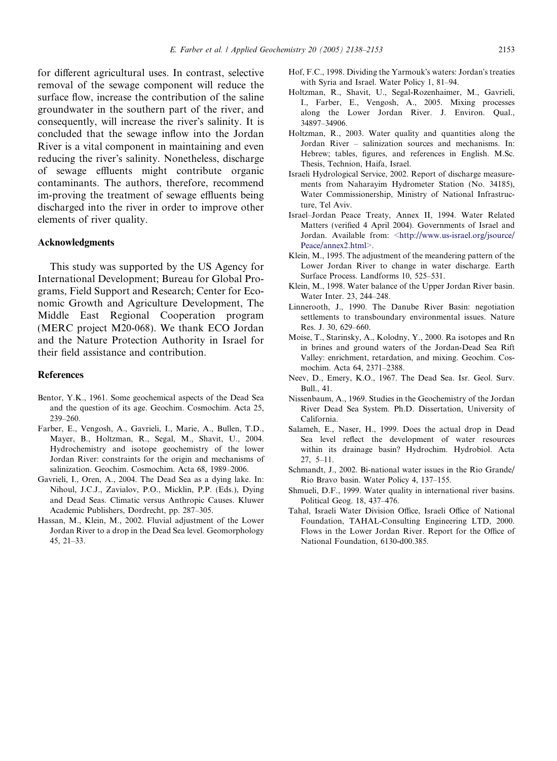for different agricultural uses. In contrast, selective removal of the sewage component will reduce the surface flow, increase the contribution of the saline groundwater in the southern part of the river, and consequently, will increase the river's salinity. It is concluded that the sewage inflow into the Jordan River is a vital component in maintaining and even reducing the river's salinity. Nonetheless, discharge of sewage effluents might contribute organic contaminants. The authors, therefore, recommend im-proving the treatment of sewage effluents being discharged into the river in order to improve other elements of river quality.

## Acknowledgments

This study was supported by the US Agency for International Development; Bureau for Global Programs, Field Support and Research; Center for Economic Growth and Agriculture Development, The Middle East Regional Cooperation program (MERC project M20-068). We thank ECO Jordan and the Nature Protection Authority in Israel for their field assistance and contribution.

## References

Bentor, Y.K., 1961. Some geochemical aspects of the Dead Sea and the question of its age. Geochim. Cosmochim. Acta 25, 239–260.

Farber, E., Vengosh, A., Gavrieli, I., Marie, A., Bullen, T.D., Mayer, B., Holtzman, R., Segal, M., Shavit, U., 2004. Hydrochemistry and isotope geochemistry of the lower Jordan River: constraints for the origin and mechanisms of salinization. Geochim. Cosmochim. Acta 68, 1989–2006.

Gavrieli, I., Oren, A., 2004. The Dead Sea as a dying lake. In: Nihoul, J.C.J., Zavialov, P.O., Micklin, P.P. (Eds.), Dying and Dead Seas. Climatic versus Anthropic Causes. Kluwer Academic Publishers, Dordrecht, pp. 287–305.

Hassan, M., Klein, M., 2002. Fluvial adjustment of the Lower Jordan River to a drop in the Dead Sea level. Geomorphology 45, 21–33.

Hof, F.C., 1998. Dividing the Yarmouk's waters: Jordan's treaties with Syria and Israel. Water Policy 1, 81–94.

Holtzman, R., Shavit, U., Segal-Rozenhaimer, M., Gavrieli, I., Farber, E., Vengosh, A., 2005. Mixing processes along the Lower Jordan River. J. Environ. Qual., 34897–34906.

Holtzman, R., 2003. Water quality and quantities along the Jordan River – salinization sources and mechanisms. In: Hebrew; tables, figures, and references in English. M.Sc. Thesis, Technion, Haifa, Israel.

Israeli Hydrological Service, 2002. Report of discharge measurements from Naharayim Hydrometer Station (No. 34185), Water Commissionership, Ministry of National Infrastructure, Tel Aviv.

Israel–Jordan Peace Treaty, Annex II, 1994. Water Related Matters (verified 4 April 2004). Governments of Israel and Jordan. Available from: <http://www.us-israel.org/jsource/Peace/annex2.html>.

Klein, M., 1995. The adjustment of the meandering pattern of the Lower Jordan River to change in water discharge. Earth Surface Process. Landforms 10, 525–531.

Klein, M., 1998. Water balance of the Upper Jordan River basin. Water Inter. 23, 244–248.

Linnerooth, J., 1990. The Danube River Basin: negotiation settlements to transboundary environmental issues. Nature Res. J. 30, 629–660.

Moise, T., Starinsky, A., Kolodny, Y., 2000. Ra isotopes and Rn in brines and ground waters of the Jordan-Dead Sea Rift Valley: enrichment, retardation, and mixing. Geochim. Cosmochim. Acta 64, 2371–2388.

Neev, D., Emery, K.O., 1967. The Dead Sea. Isr. Geol. Surv. Bull., 41.

Nissenbaum, A., 1969. Studies in the Geochemistry of the Jordan River Dead Sea System. Ph.D. Dissertation, University of California.

Salameh, E., Naser, H., 1999. Does the actual drop in Dead Sea level reflect the development of water resources within its drainage basin? Hydrochim. Hydrobiol. Acta 27, 5–11.

Schmandt, J., 2002. Bi-national water issues in the Rio Grande/Rio Bravo basin. Water Policy 4, 137–155.

Shmueli, D.F., 1999. Water quality in international river basins. Political Geog. 18, 437–476.

Tahal, Israeli Water Division Office, Israeli Office of National Foundation, TAHAL-Consulting Engineering LTD, 2000. Flows in the Lower Jordan River. Report for the Office of National Foundation, 6130-d00.385.